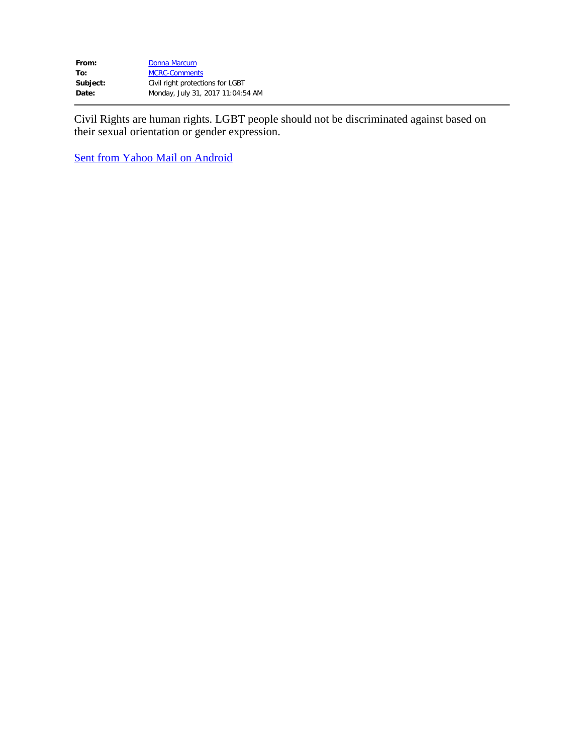| | |
|---|---|
| **From:** | Donna Marcum |
| **To:** | MCRC-Comments |
| **Subject:** | Civil right protections for LGBT |
| **Date:** | Monday, July 31, 2017 11:04:54 AM |

---

Civil Rights are human rights. LGBT people should not be discriminated against based on their sexual orientation or gender expression.

Sent from Yahoo Mail on Android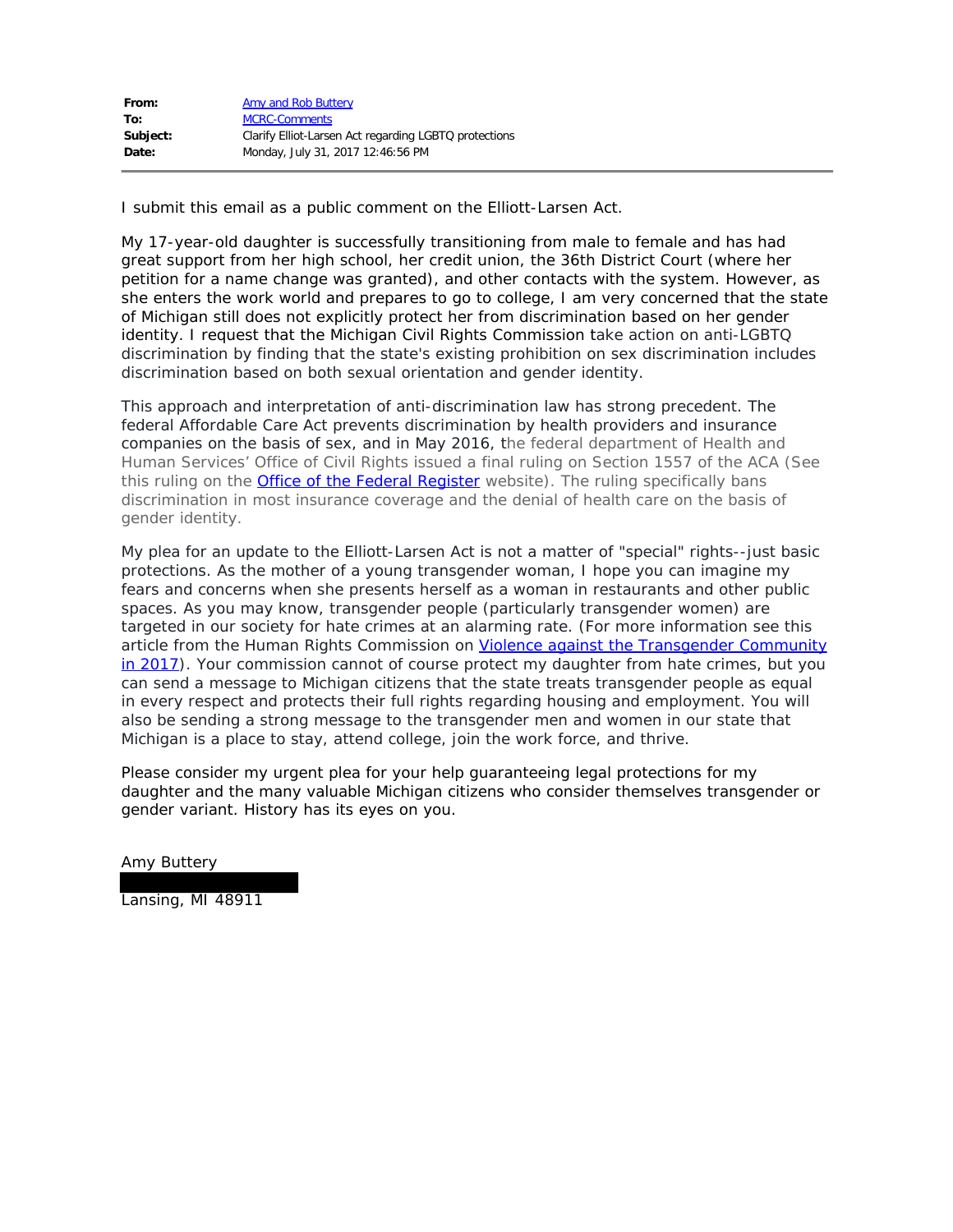| | |
|---|---|
| **From:** | Amy and Rob Buttery |
| **To:** | MCRC-Comments |
| **Subject:** | Clarify Elliot-Larsen Act regarding LGBTQ protections |
| **Date:** | Monday, July 31, 2017 12:46:56 PM |

I submit this email as a public comment on the Elliott-Larsen Act.

My 17-year-old daughter is successfully transitioning from male to female and has had great support from her high school, her credit union, the 36th District Court (where her petition for a name change was granted), and other contacts with the system. However, as she enters the work world and prepares to go to college, I am very concerned that the state of Michigan still does not explicitly protect her from discrimination based on her gender identity. I request that the Michigan Civil Rights Commission take action on anti-LGBTQ discrimination by finding that the state's existing prohibition on sex discrimination includes discrimination based on both sexual orientation and gender identity.

This approach and interpretation of anti-discrimination law has strong precedent. The federal Affordable Care Act prevents discrimination by health providers and insurance companies on the basis of sex, and in May 2016, the federal department of Health and Human Services' Office of Civil Rights issued a final ruling on Section 1557 of the ACA (See this ruling on the Office of the Federal Register website). The ruling specifically bans discrimination in most insurance coverage and the denial of health care on the basis of gender identity.

My plea for an update to the Elliott-Larsen Act is not a matter of "special" rights--just basic protections. As the mother of a young transgender woman, I hope you can imagine my fears and concerns when she presents herself as a woman in restaurants and other public spaces. As you may know, transgender people (particularly transgender women) are targeted in our society for hate crimes at an alarming rate. (For more information see this article from the Human Rights Commission on Violence against the Transgender Community in 2017). Your commission cannot of course protect my daughter from hate crimes, but you can send a message to Michigan citizens that the state treats transgender people as equal in every respect and protects their full rights regarding housing and employment. You will also be sending a strong message to the transgender men and women in our state that Michigan is a place to stay, attend college, join the work force, and thrive.

Please consider my urgent plea for your help guaranteeing legal protections for my daughter and the many valuable Michigan citizens who consider themselves transgender or gender variant. History has its eyes on you.

Amy Buttery

Lansing, MI 48911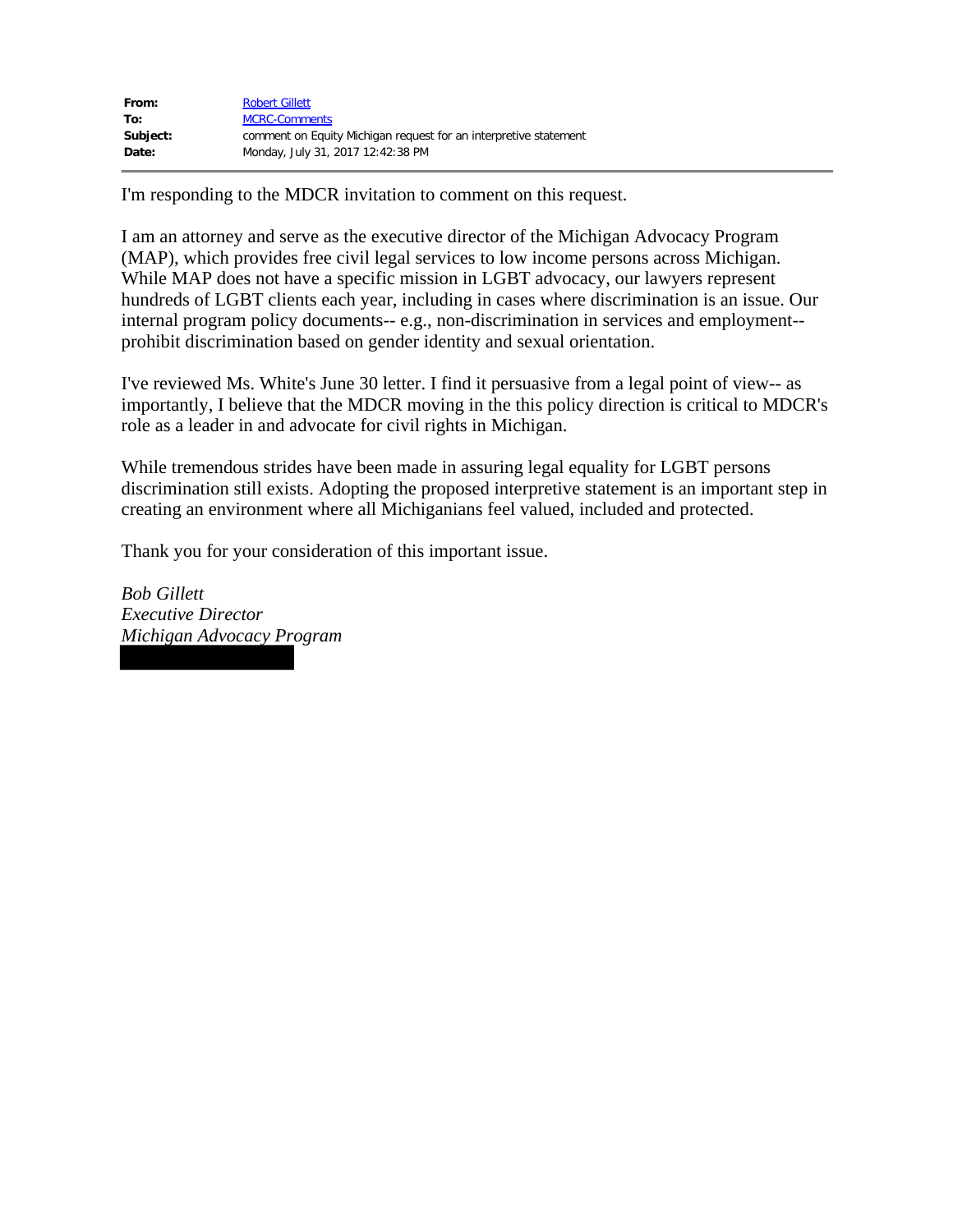**From:** Robert Gillett
**To:** MCRC-Comments
**Subject:** comment on Equity Michigan request for an interpretive statement
**Date:** Monday, July 31, 2017 12:42:38 PM

---

I'm responding to the MDCR invitation to comment on this request.

I am an attorney and serve as the executive director of the Michigan Advocacy Program (MAP), which provides free civil legal services to low income persons across Michigan. While MAP does not have a specific mission in LGBT advocacy, our lawyers represent hundreds of LGBT clients each year, including in cases where discrimination is an issue. Our internal program policy documents-- e.g., non-discrimination in services and employment-- prohibit discrimination based on gender identity and sexual orientation.

I've reviewed Ms. White's June 30 letter. I find it persuasive from a legal point of view-- as importantly, I believe that the MDCR moving in the this policy direction is critical to MDCR's role as a leader in and advocate for civil rights in Michigan.

While tremendous strides have been made in assuring legal equality for LGBT persons discrimination still exists. Adopting the proposed interpretive statement is an important step in creating an environment where all Michiganians feel valued, included and protected.

Thank you for your consideration of this important issue.

*Bob Gillett*
*Executive Director*
*Michigan Advocacy Program*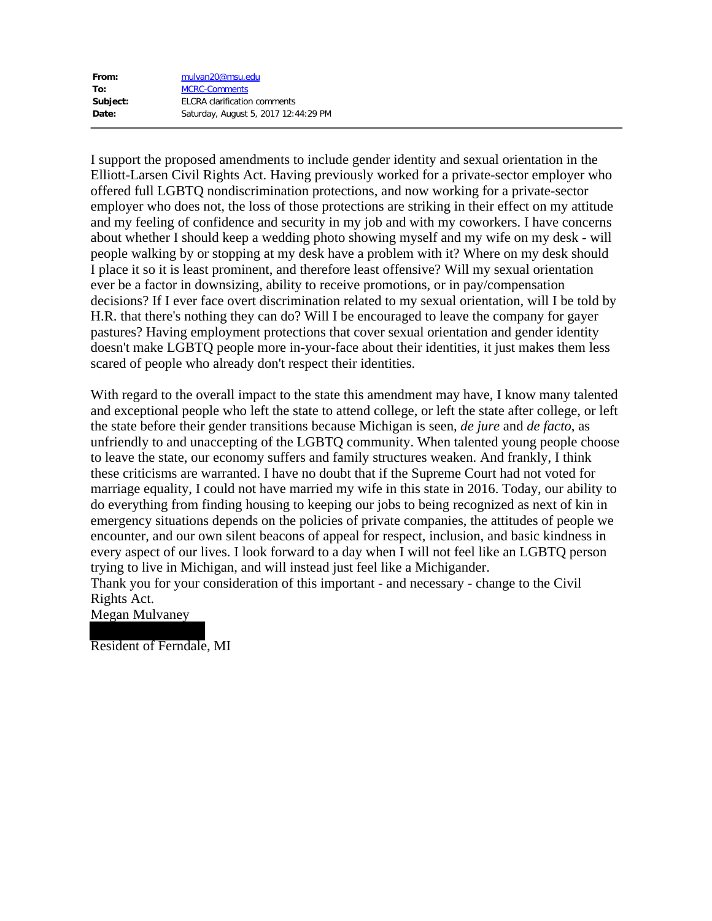**From:** mulvan20@msu.edu
**To:** MCRC-Comments
**Subject:** ELCRA clarification comments
**Date:** Saturday, August 5, 2017 12:44:29 PM

---

I support the proposed amendments to include gender identity and sexual orientation in the Elliott-Larsen Civil Rights Act. Having previously worked for a private-sector employer who offered full LGBTQ nondiscrimination protections, and now working for a private-sector employer who does not, the loss of those protections are striking in their effect on my attitude and my feeling of confidence and security in my job and with my coworkers. I have concerns about whether I should keep a wedding photo showing myself and my wife on my desk - will people walking by or stopping at my desk have a problem with it? Where on my desk should I place it so it is least prominent, and therefore least offensive? Will my sexual orientation ever be a factor in downsizing, ability to receive promotions, or in pay/compensation decisions? If I ever face overt discrimination related to my sexual orientation, will I be told by H.R. that there's nothing they can do? Will I be encouraged to leave the company for gayer pastures? Having employment protections that cover sexual orientation and gender identity doesn't make LGBTQ people more in-your-face about their identities, it just makes them less scared of people who already don't respect their identities.

With regard to the overall impact to the state this amendment may have, I know many talented and exceptional people who left the state to attend college, or left the state after college, or left the state before their gender transitions because Michigan is seen, *de jure* and *de facto*, as unfriendly to and unaccepting of the LGBTQ community. When talented young people choose to leave the state, our economy suffers and family structures weaken. And frankly, I think these criticisms are warranted. I have no doubt that if the Supreme Court had not voted for marriage equality, I could not have married my wife in this state in 2016. Today, our ability to do everything from finding housing to keeping our jobs to being recognized as next of kin in emergency situations depends on the policies of private companies, the attitudes of people we encounter, and our own silent beacons of appeal for respect, inclusion, and basic kindness in every aspect of our lives. I look forward to a day when I will not feel like an LGBTQ person trying to live in Michigan, and will instead just feel like a Michigander.

Thank you for your consideration of this important - and necessary - change to the Civil Rights Act.

Megan Mulvaney

Resident of Ferndale, MI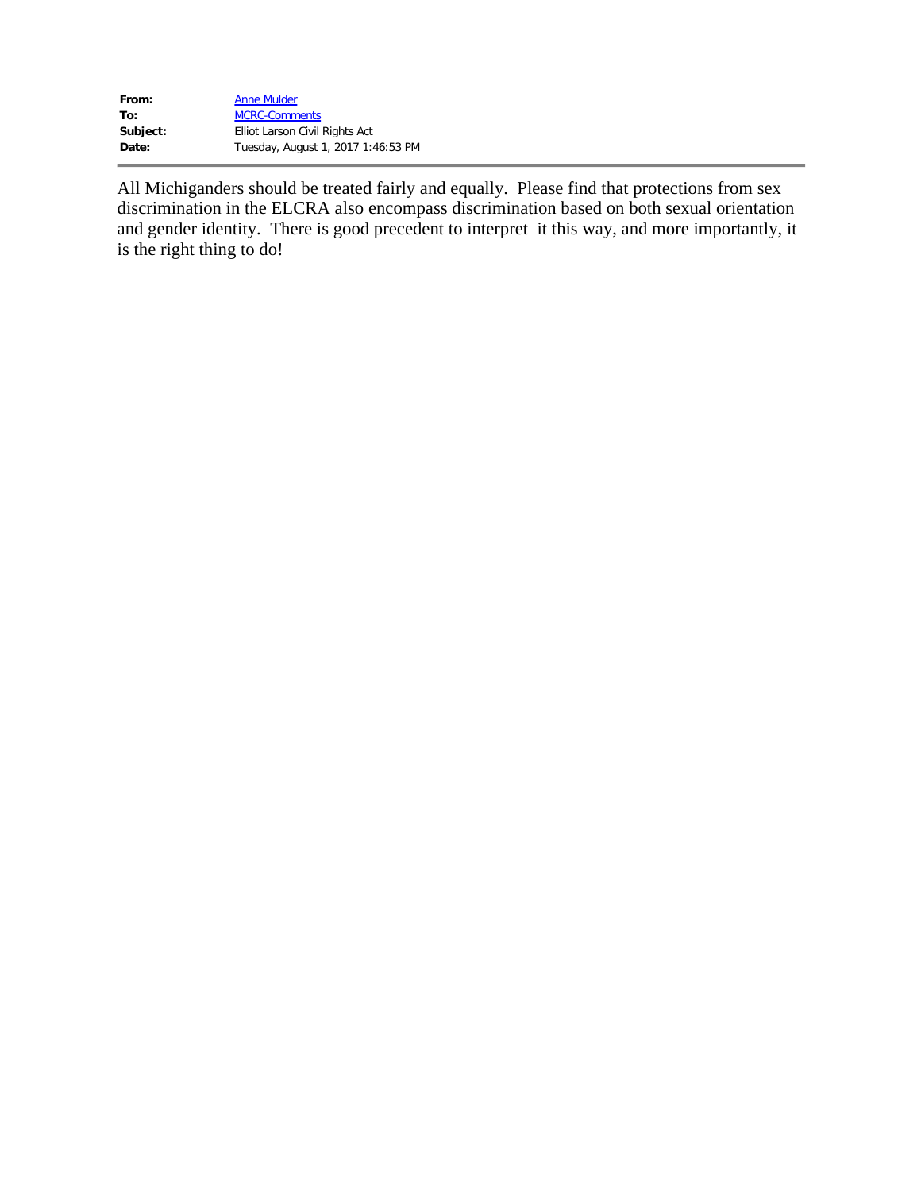**From:** [Anne Mulder]
**To:** [MCRC-Comments]
**Subject:** Elliot Larson Civil Rights Act
**Date:** Tuesday, August 1, 2017 1:46:53 PM

---

All Michiganders should be treated fairly and equally. Please find that protections from sex discrimination in the ELCRA also encompass discrimination based on both sexual orientation and gender identity. There is good precedent to interpret it this way, and more importantly, it is the right thing to do!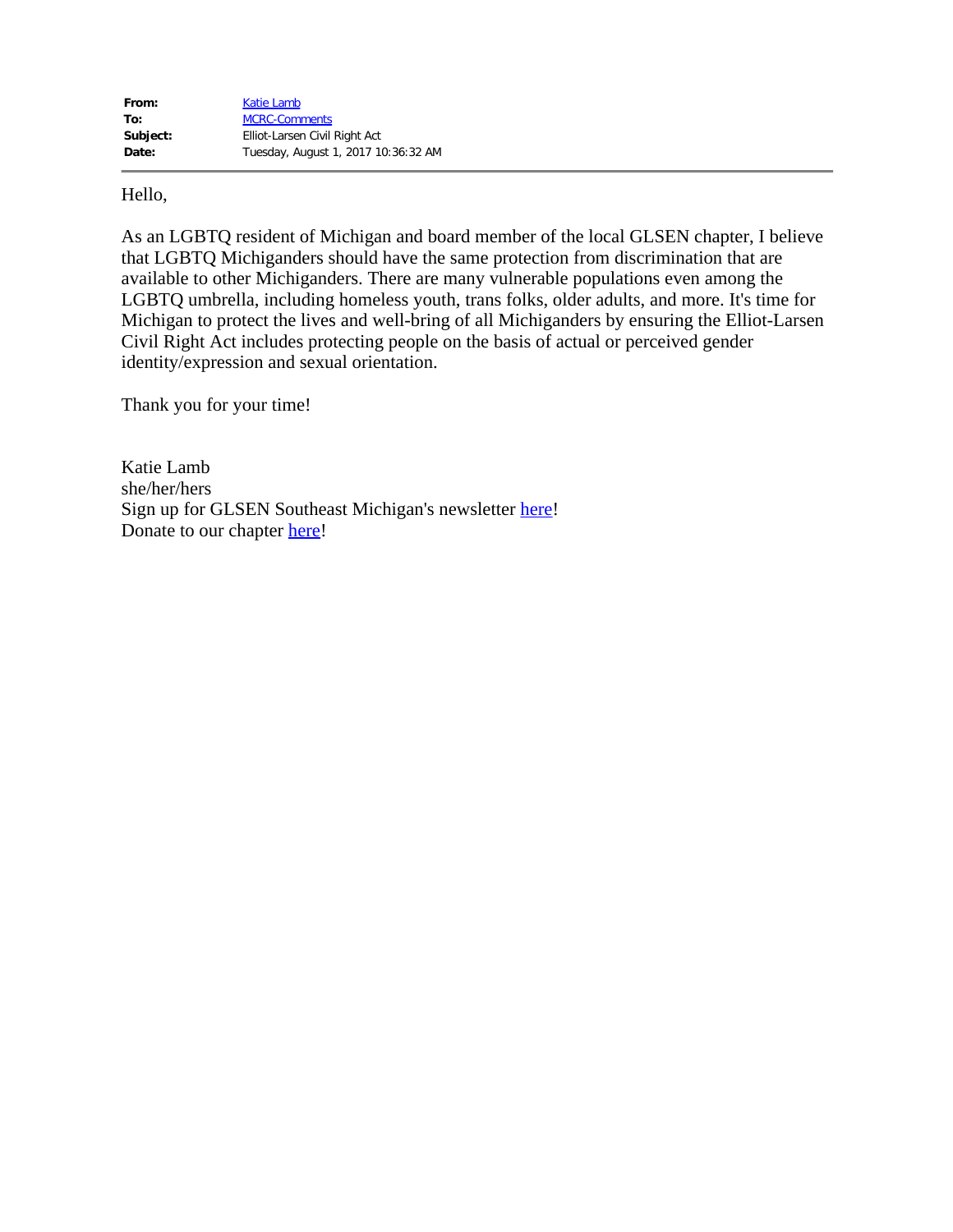| | |
|---|---|
| **From:** | Katie Lamb |
| **To:** | MCRC-Comments |
| **Subject:** | Elliot-Larsen Civil Right Act |
| **Date:** | Tuesday, August 1, 2017 10:36:32 AM |

Hello,

As an LGBTQ resident of Michigan and board member of the local GLSEN chapter, I believe that LGBTQ Michiganders should have the same protection from discrimination that are available to other Michiganders. There are many vulnerable populations even among the LGBTQ umbrella, including homeless youth, trans folks, older adults, and more. It's time for Michigan to protect the lives and well-bring of all Michiganders by ensuring the Elliot-Larsen Civil Right Act includes protecting people on the basis of actual or perceived gender identity/expression and sexual orientation.

Thank you for your time!

Katie Lamb
she/her/hers
Sign up for GLSEN Southeast Michigan's newsletter here!
Donate to our chapter here!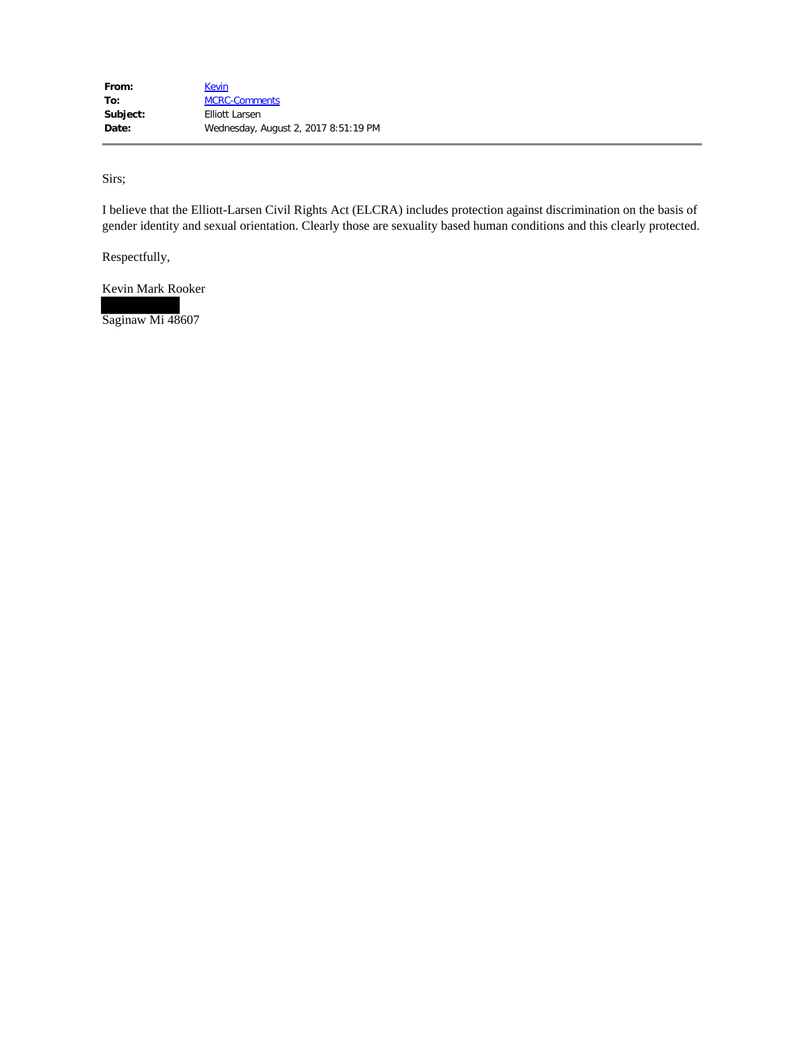**From:** Kevin
**To:** MCRC-Comments
**Subject:** Elliott Larsen
**Date:** Wednesday, August 2, 2017 8:51:19 PM

---

Sirs;

I believe that the Elliott-Larsen Civil Rights Act (ELCRA) includes protection against discrimination on the basis of gender identity and sexual orientation. Clearly those are sexuality based human conditions and this clearly protected.

Respectfully,

Kevin Mark Rooker

Saginaw Mi 48607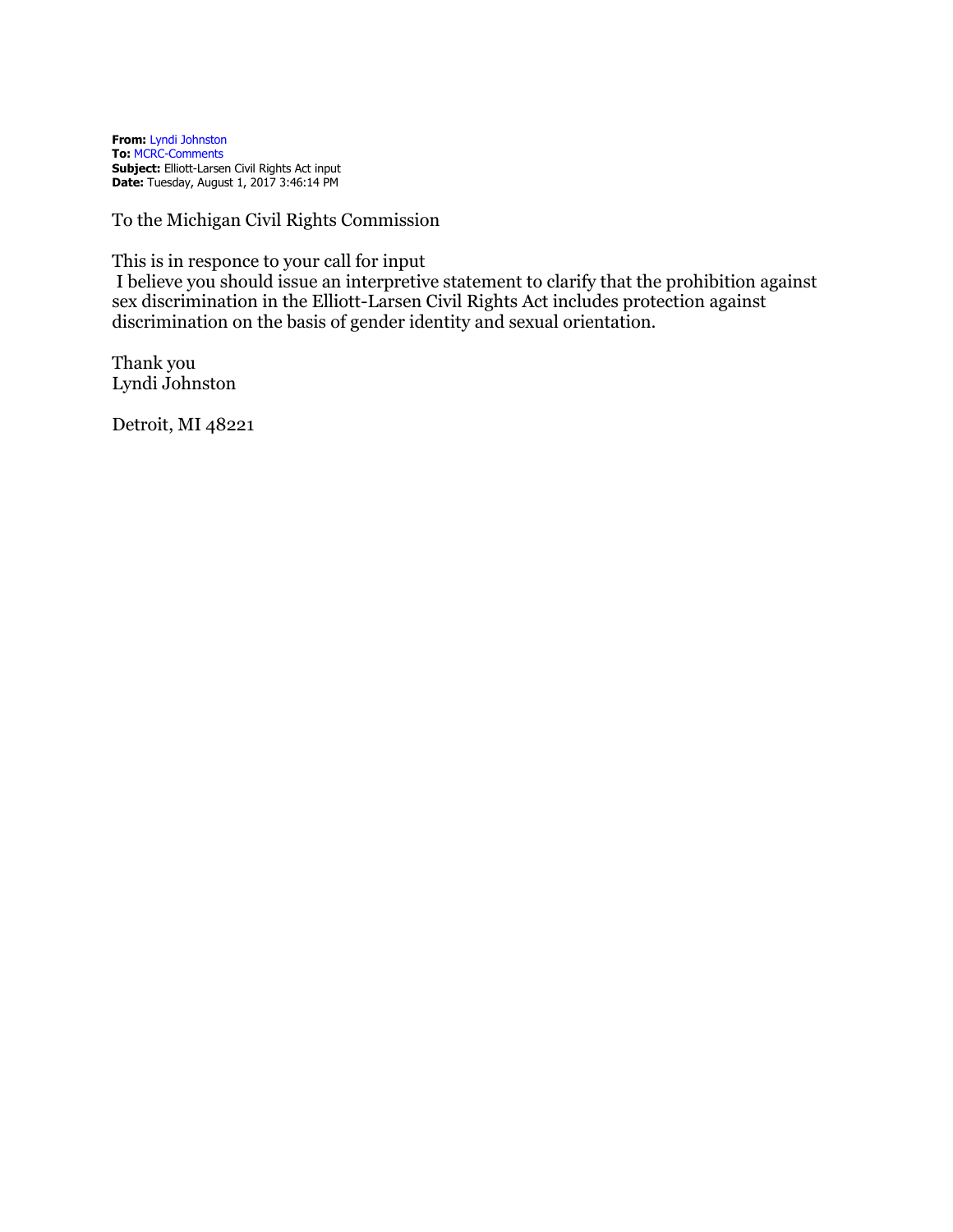**From:** Lyndi Johnston
**To:** MCRC-Comments
**Subject:** Elliott-Larsen Civil Rights Act input
**Date:** Tuesday, August 1, 2017 3:46:14 PM

To the Michigan Civil Rights Commission

This is in responce to your call for input
I believe you should issue an interpretive statement to clarify that the prohibition against sex discrimination in the Elliott-Larsen Civil Rights Act includes protection against discrimination on the basis of gender identity and sexual orientation.

Thank you
Lyndi Johnston

Detroit, MI 48221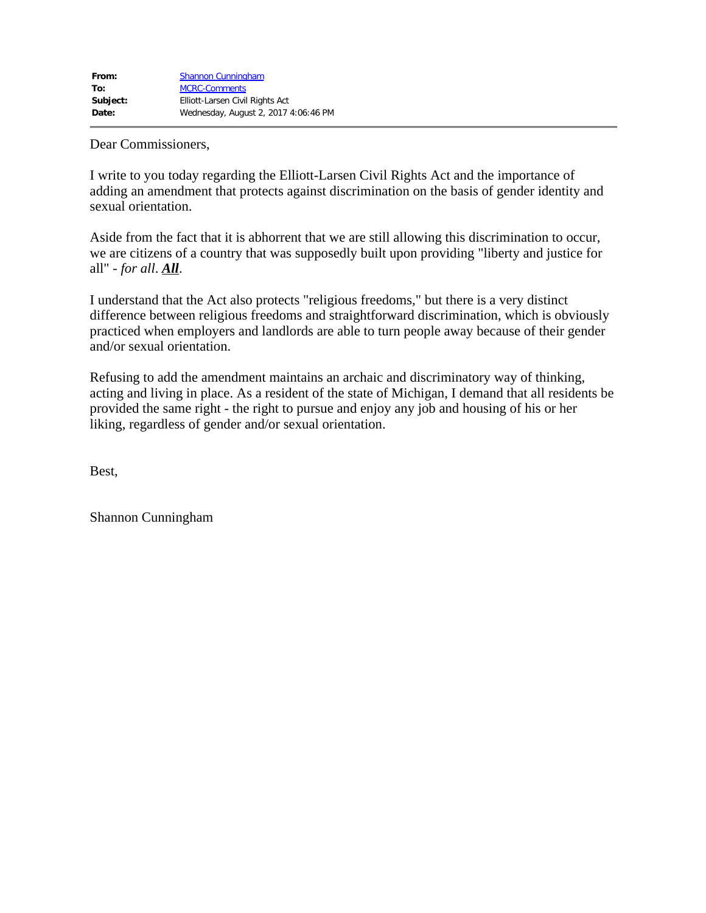| | |
|---|---|
| **From:** | Shannon Cunningham |
| **To:** | MCRC-Comments |
| **Subject:** | Elliott-Larsen Civil Rights Act |
| **Date:** | Wednesday, August 2, 2017 4:06:46 PM |

Dear Commissioners,

I write to you today regarding the Elliott-Larsen Civil Rights Act and the importance of adding an amendment that protects against discrimination on the basis of gender identity and sexual orientation.

Aside from the fact that it is abhorrent that we are still allowing this discrimination to occur, we are citizens of a country that was supposedly built upon providing "liberty and justice for all" - *for all*. ***All***.

I understand that the Act also protects "religious freedoms," but there is a very distinct difference between religious freedoms and straightforward discrimination, which is obviously practiced when employers and landlords are able to turn people away because of their gender and/or sexual orientation.

Refusing to add the amendment maintains an archaic and discriminatory way of thinking, acting and living in place. As a resident of the state of Michigan, I demand that all residents be provided the same right - the right to pursue and enjoy any job and housing of his or her liking, regardless of gender and/or sexual orientation.

Best,

Shannon Cunningham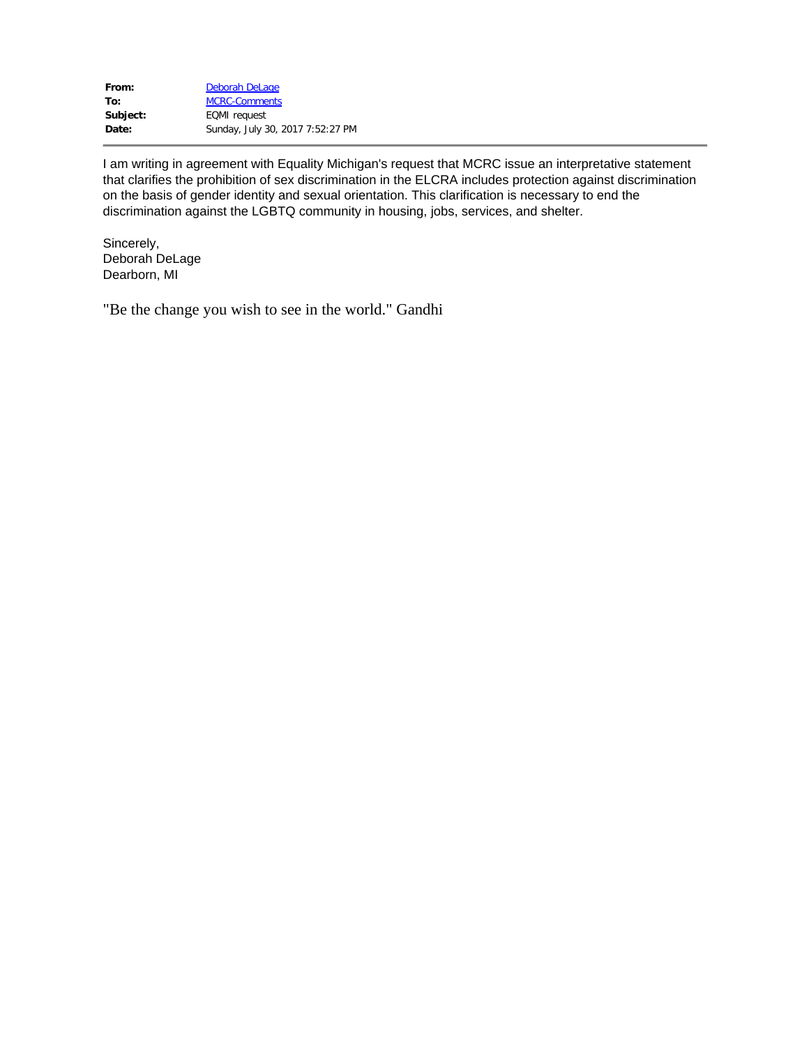| | |
|---|---|
| **From:** | Deborah DeLage |
| **To:** | MCRC-Comments |
| **Subject:** | EQMI request |
| **Date:** | Sunday, July 30, 2017 7:52:27 PM |

---

I am writing in agreement with Equality Michigan's request that MCRC issue an interpretative statement that clarifies the prohibition of sex discrimination in the ELCRA includes protection against discrimination on the basis of gender identity and sexual orientation. This clarification is necessary to end the discrimination against the LGBTQ community in housing, jobs, services, and shelter.

Sincerely,
Deborah DeLage
Dearborn, MI

"Be the change you wish to see in the world." Gandhi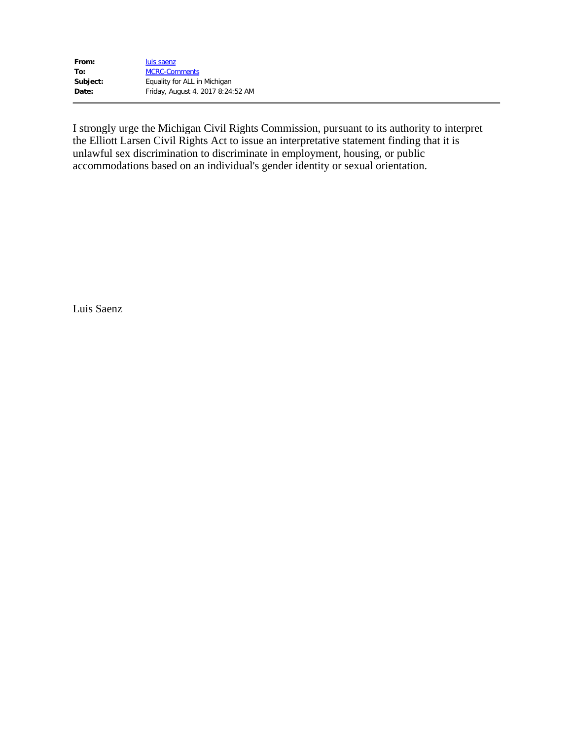| | |
|---|---|
| **From:** | luis saenz |
| **To:** | MCRC-Comments |
| **Subject:** | Equality for ALL in Michigan |
| **Date:** | Friday, August 4, 2017 8:24:52 AM |

I strongly urge the Michigan Civil Rights Commission, pursuant to its authority to interpret the Elliott Larsen Civil Rights Act to issue an interpretative statement finding that it is unlawful sex discrimination to discriminate in employment, housing, or public accommodations based on an individual's gender identity or sexual orientation.

Luis Saenz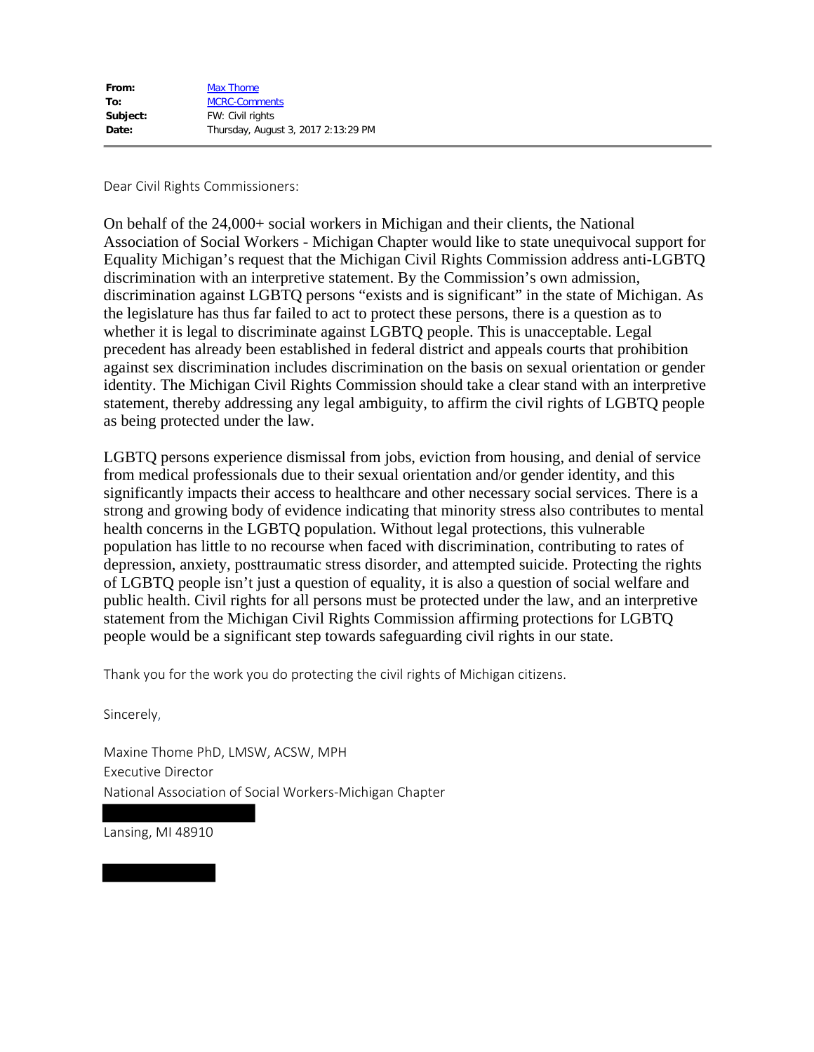**From:** Max Thome
**To:** MCRC-Comments
**Subject:** FW: Civil rights
**Date:** Thursday, August 3, 2017 2:13:29 PM

---

Dear Civil Rights Commissioners:

On behalf of the 24,000+ social workers in Michigan and their clients, the National Association of Social Workers - Michigan Chapter would like to state unequivocal support for Equality Michigan's request that the Michigan Civil Rights Commission address anti-LGBTQ discrimination with an interpretive statement. By the Commission's own admission, discrimination against LGBTQ persons "exists and is significant" in the state of Michigan. As the legislature has thus far failed to act to protect these persons, there is a question as to whether it is legal to discriminate against LGBTQ people. This is unacceptable. Legal precedent has already been established in federal district and appeals courts that prohibition against sex discrimination includes discrimination on the basis on sexual orientation or gender identity. The Michigan Civil Rights Commission should take a clear stand with an interpretive statement, thereby addressing any legal ambiguity, to affirm the civil rights of LGBTQ people as being protected under the law.

LGBTQ persons experience dismissal from jobs, eviction from housing, and denial of service from medical professionals due to their sexual orientation and/or gender identity, and this significantly impacts their access to healthcare and other necessary social services. There is a strong and growing body of evidence indicating that minority stress also contributes to mental health concerns in the LGBTQ population. Without legal protections, this vulnerable population has little to no recourse when faced with discrimination, contributing to rates of depression, anxiety, posttraumatic stress disorder, and attempted suicide. Protecting the rights of LGBTQ people isn't just a question of equality, it is also a question of social welfare and public health. Civil rights for all persons must be protected under the law, and an interpretive statement from the Michigan Civil Rights Commission affirming protections for LGBTQ people would be a significant step towards safeguarding civil rights in our state.

Thank you for the work you do protecting the civil rights of Michigan citizens.

Sincerely,

Maxine Thome PhD, LMSW, ACSW, MPH
Executive Director
National Association of Social Workers-Michigan Chapter
[REDACTED]
Lansing, MI 48910

[REDACTED]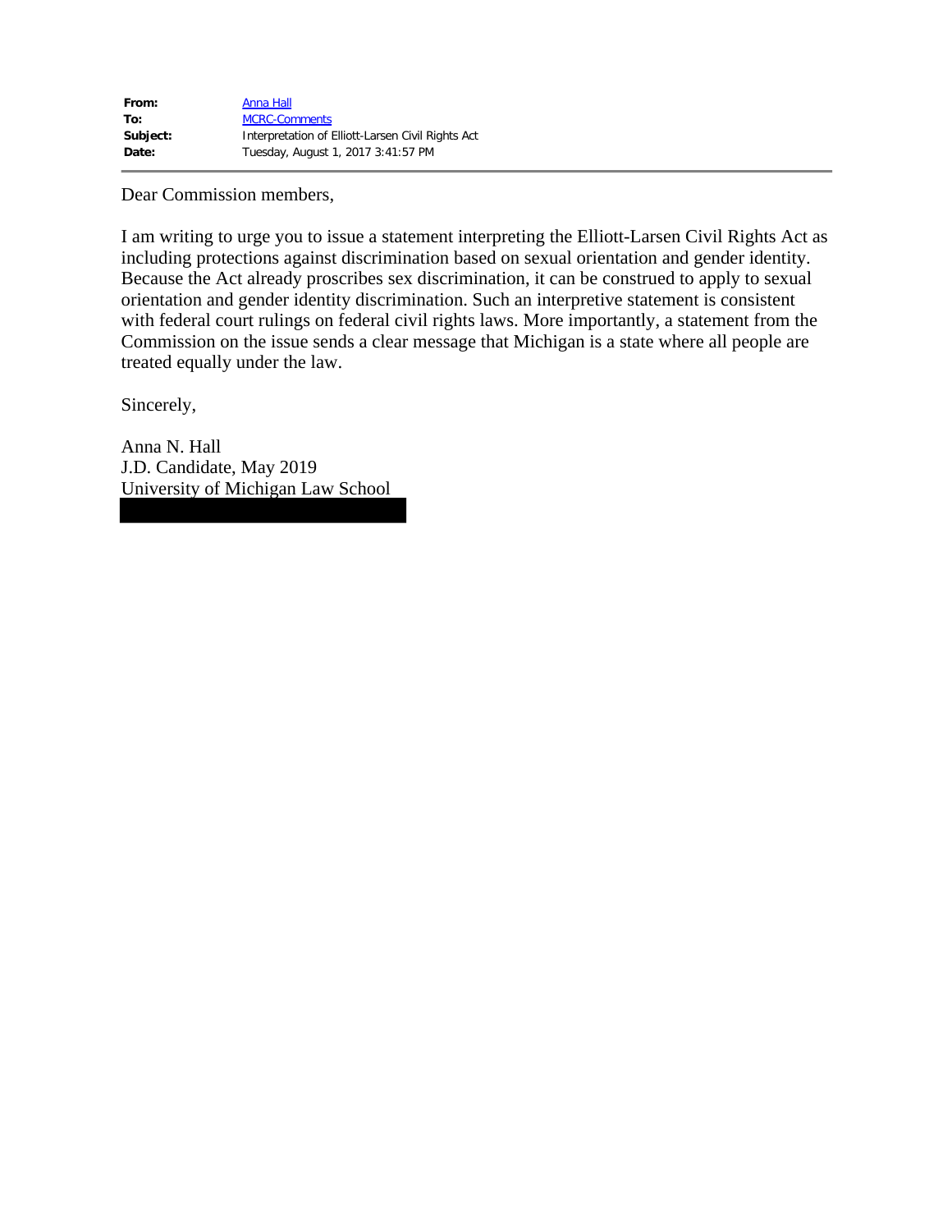| | |
|---|---|
| **From:** | Anna Hall |
| **To:** | MCRC-Comments |
| **Subject:** | Interpretation of Elliott-Larsen Civil Rights Act |
| **Date:** | Tuesday, August 1, 2017 3:41:57 PM |

Dear Commission members,

I am writing to urge you to issue a statement interpreting the Elliott-Larsen Civil Rights Act as including protections against discrimination based on sexual orientation and gender identity. Because the Act already proscribes sex discrimination, it can be construed to apply to sexual orientation and gender identity discrimination. Such an interpretive statement is consistent with federal court rulings on federal civil rights laws. More importantly, a statement from the Commission on the issue sends a clear message that Michigan is a state where all people are treated equally under the law.

Sincerely,

Anna N. Hall
J.D. Candidate, May 2019
University of Michigan Law School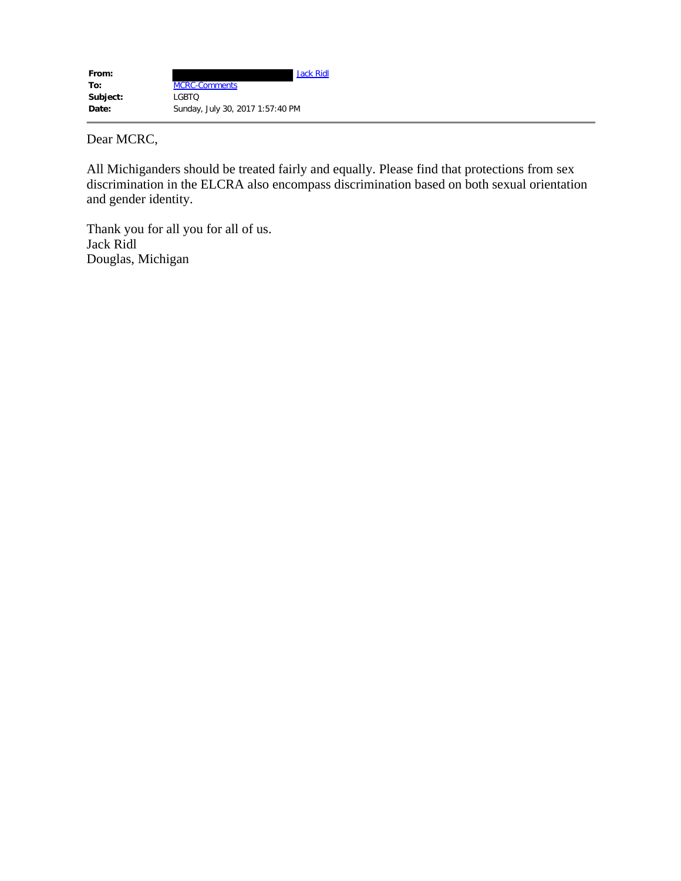| | |
|---|---|
| **From:** | Jack Ridl |
| **To:** | MCRC-Comments |
| **Subject:** | LGBTQ |
| **Date:** | Sunday, July 30, 2017 1:57:40 PM |

---

Dear MCRC,

All Michiganders should be treated fairly and equally. Please find that protections from sex discrimination in the ELCRA also encompass discrimination based on both sexual orientation and gender identity.

Thank you for all you for all of us.
Jack Ridl
Douglas, Michigan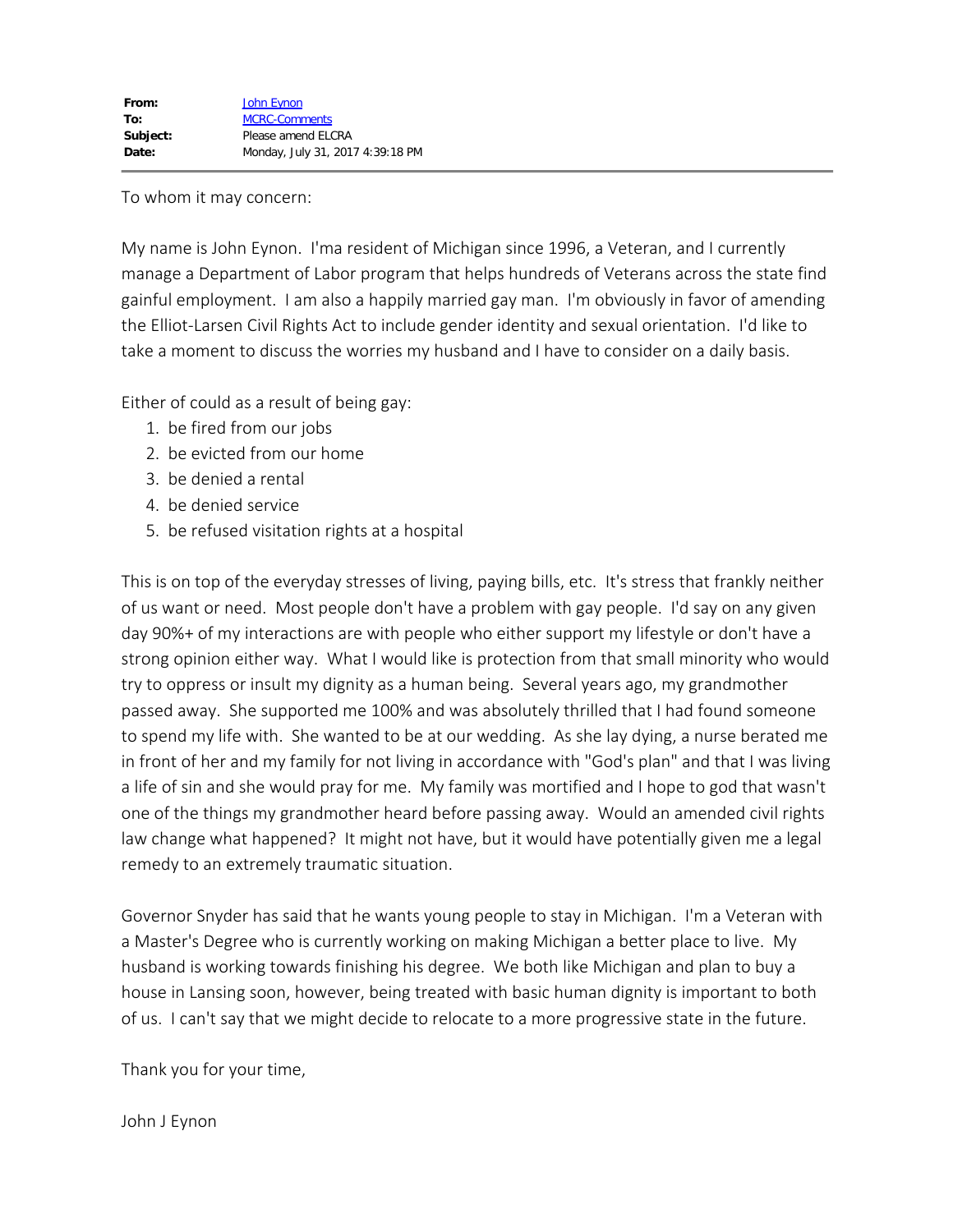| | |
|---|---|
| **From:** | John Eynon |
| **To:** | MCRC-Comments |
| **Subject:** | Please amend ELCRA |
| **Date:** | Monday, July 31, 2017 4:39:18 PM |

To whom it may concern:

My name is John Eynon. I'ma resident of Michigan since 1996, a Veteran, and I currently manage a Department of Labor program that helps hundreds of Veterans across the state find gainful employment. I am also a happily married gay man. I'm obviously in favor of amending the Elliot-Larsen Civil Rights Act to include gender identity and sexual orientation. I'd like to take a moment to discuss the worries my husband and I have to consider on a daily basis.

Either of could as a result of being gay:

1. be fired from our jobs
2. be evicted from our home
3. be denied a rental
4. be denied service
5. be refused visitation rights at a hospital

This is on top of the everyday stresses of living, paying bills, etc. It's stress that frankly neither of us want or need. Most people don't have a problem with gay people. I'd say on any given day 90%+ of my interactions are with people who either support my lifestyle or don't have a strong opinion either way. What I would like is protection from that small minority who would try to oppress or insult my dignity as a human being. Several years ago, my grandmother passed away. She supported me 100% and was absolutely thrilled that I had found someone to spend my life with. She wanted to be at our wedding. As she lay dying, a nurse berated me in front of her and my family for not living in accordance with "God's plan" and that I was living a life of sin and she would pray for me. My family was mortified and I hope to god that wasn't one of the things my grandmother heard before passing away. Would an amended civil rights law change what happened? It might not have, but it would have potentially given me a legal remedy to an extremely traumatic situation.

Governor Snyder has said that he wants young people to stay in Michigan. I'm a Veteran with a Master's Degree who is currently working on making Michigan a better place to live. My husband is working towards finishing his degree. We both like Michigan and plan to buy a house in Lansing soon, however, being treated with basic human dignity is important to both of us. I can't say that we might decide to relocate to a more progressive state in the future.

Thank you for your time,

John J Eynon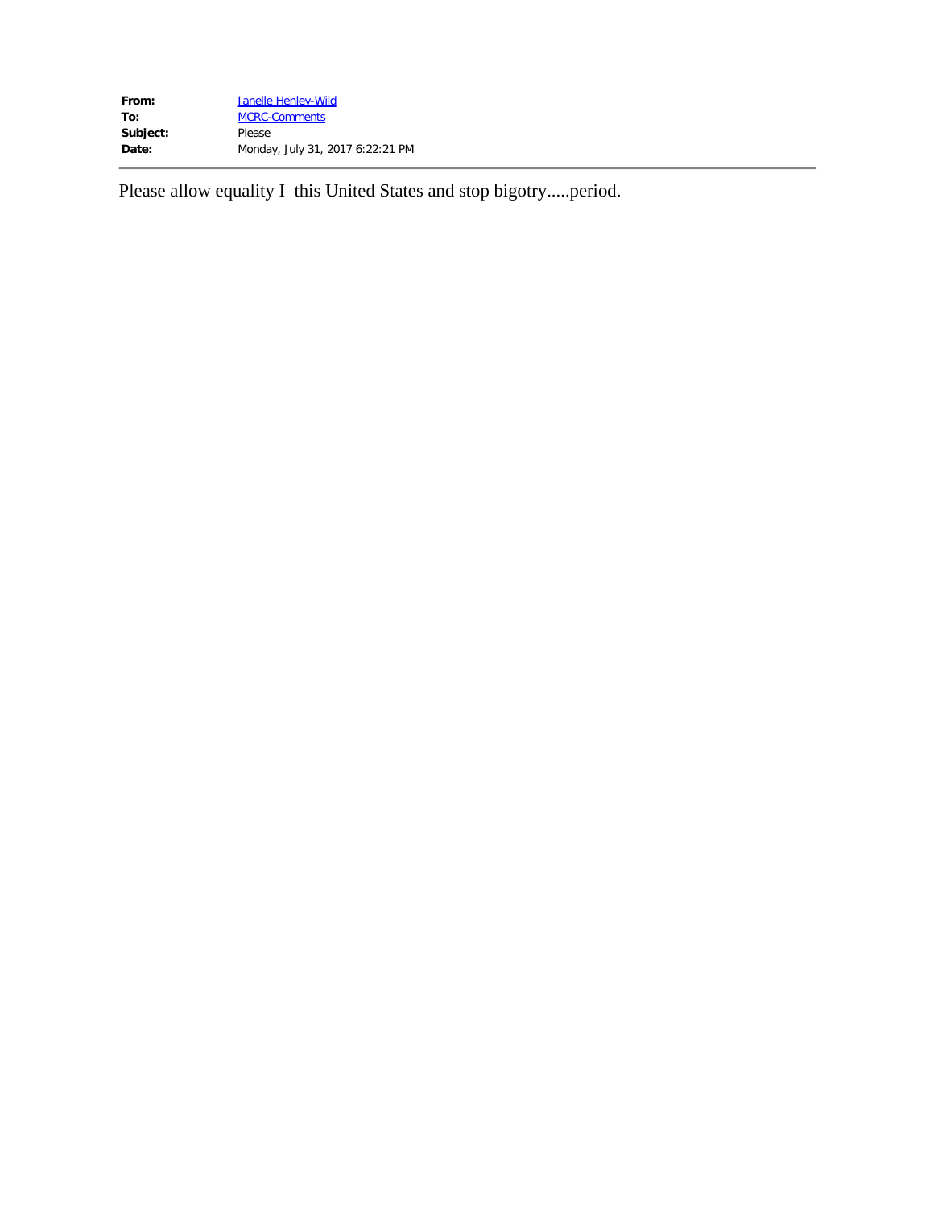| **From:** | Janelle Henley-Wild |
| --- | --- |
| **To:** | MCRC-Comments |
| **Subject:** | Please |
| **Date:** | Monday, July 31, 2017 6:22:21 PM |

Please allow equality I  this United States and stop bigotry.....period.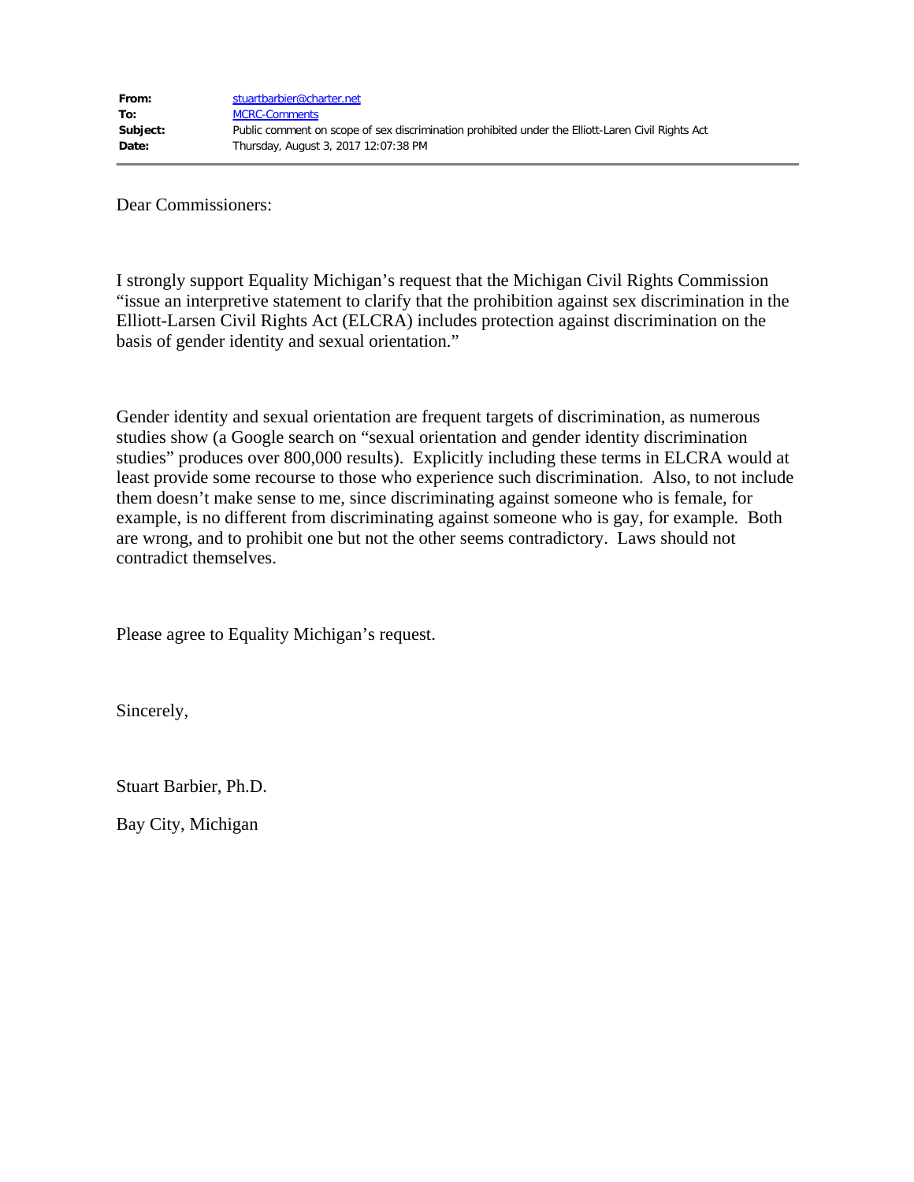**From:** stuartbarbier@charter.net
**To:** MCRC-Comments
**Subject:** Public comment on scope of sex discrimination prohibited under the Elliott-Laren Civil Rights Act
**Date:** Thursday, August 3, 2017 12:07:38 PM

---

Dear Commissioners:

I strongly support Equality Michigan's request that the Michigan Civil Rights Commission "issue an interpretive statement to clarify that the prohibition against sex discrimination in the Elliott-Larsen Civil Rights Act (ELCRA) includes protection against discrimination on the basis of gender identity and sexual orientation."

Gender identity and sexual orientation are frequent targets of discrimination, as numerous studies show (a Google search on "sexual orientation and gender identity discrimination studies" produces over 800,000 results). Explicitly including these terms in ELCRA would at least provide some recourse to those who experience such discrimination. Also, to not include them doesn't make sense to me, since discriminating against someone who is female, for example, is no different from discriminating against someone who is gay, for example. Both are wrong, and to prohibit one but not the other seems contradictory. Laws should not contradict themselves.

Please agree to Equality Michigan's request.

Sincerely,

Stuart Barbier, Ph.D.

Bay City, Michigan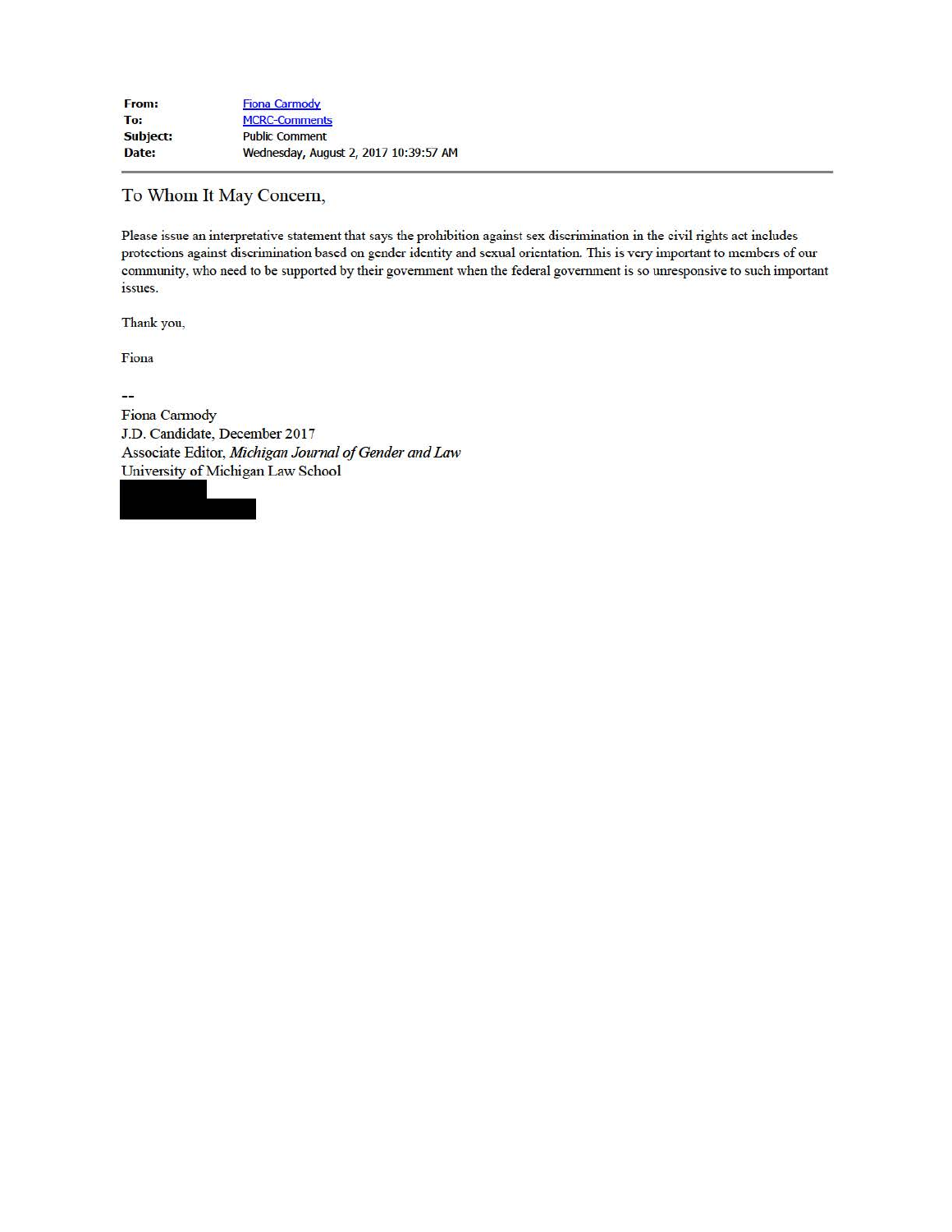| | |
|---|---|
| **From:** | Fiona Carmody |
| **To:** | MCRC-Comments |
| **Subject:** | Public Comment |
| **Date:** | Wednesday, August 2, 2017 10:39:57 AM |

---

To Whom It May Concern,

Please issue an interpretative statement that says the prohibition against sex discrimination in the civil rights act includes protections against discrimination based on gender identity and sexual orientation. This is very important to members of our community, who need to be supported by their government when the federal government is so unresponsive to such important issues.

Thank you,

Fiona

--
Fiona Carmody
J.D. Candidate, December 2017
Associate Editor, *Michigan Journal of Gender and Law*
University of Michigan Law School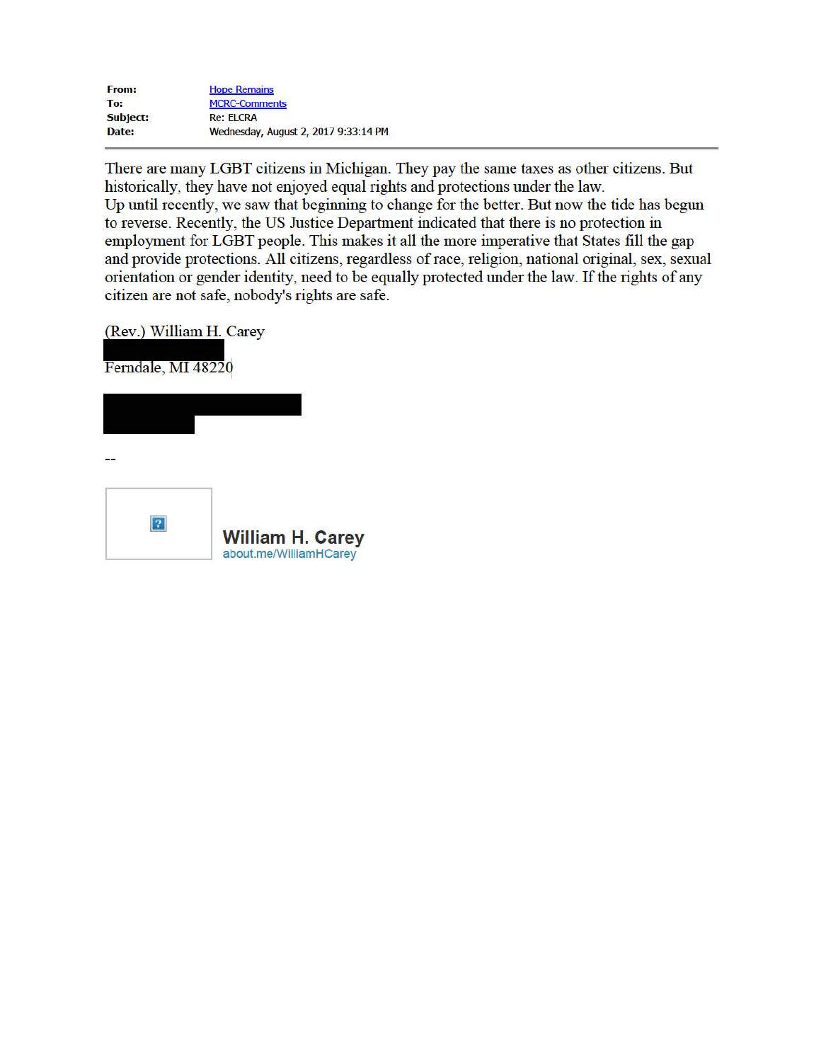| | |
|---|---|
| **From:** | Hope Remains |
| **To:** | MCRC-Comments |
| **Subject:** | Re: ELCRA |
| **Date:** | Wednesday, August 2, 2017 9:33:14 PM |

---

There are many LGBT citizens in Michigan. They pay the same taxes as other citizens. But historically, they have not enjoyed equal rights and protections under the law.
Up until recently, we saw that beginning to change for the better. But now the tide has begun to reverse. Recently, the US Justice Department indicated that there is no protection in employment for LGBT people. This makes it all the more imperative that States fill the gap and provide protections. All citizens, regardless of race, religion, national original, sex, sexual orientation or gender identity, need to be equally protected under the law. If the rights of any citizen are not safe, nobody's rights are safe.

(Rev.) William H. Carey
Ferndale, MI 48220

--

**William H. Carey**
about.me/WilliamHCarey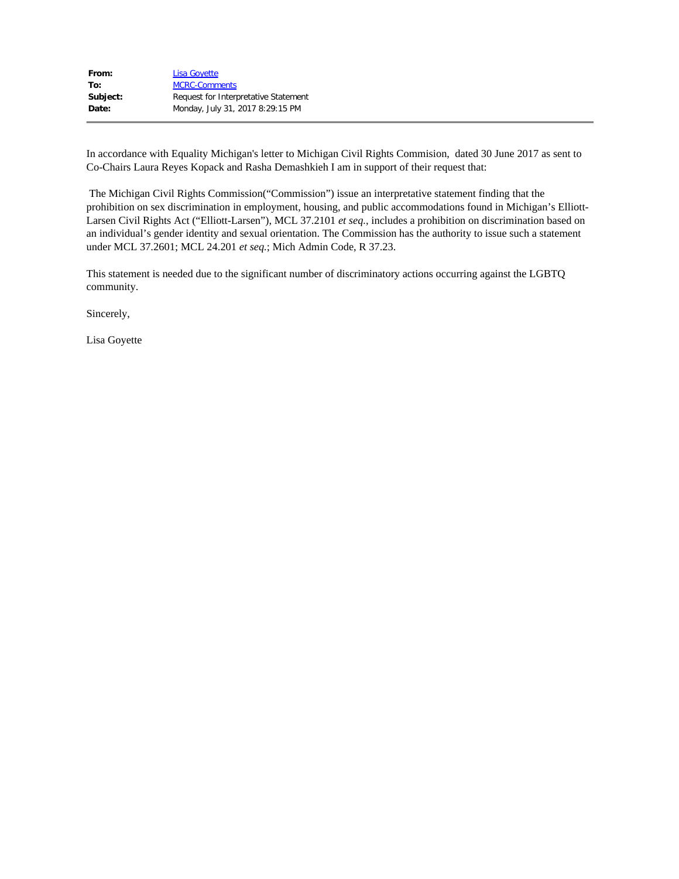**From:** Lisa Goyette
**To:** MCRC-Comments
**Subject:** Request for Interpretative Statement
**Date:** Monday, July 31, 2017 8:29:15 PM

---

In accordance with Equality Michigan's letter to Michigan Civil Rights Commision, dated 30 June 2017 as sent to Co-Chairs Laura Reyes Kopack and Rasha Demashkieh I am in support of their request that:

The Michigan Civil Rights Commission("Commission") issue an interpretative statement finding that the prohibition on sex discrimination in employment, housing, and public accommodations found in Michigan's Elliott-Larsen Civil Rights Act ("Elliott-Larsen"), MCL 37.2101 *et seq.*, includes a prohibition on discrimination based on an individual's gender identity and sexual orientation. The Commission has the authority to issue such a statement under MCL 37.2601; MCL 24.201 *et seq.*; Mich Admin Code, R 37.23.

This statement is needed due to the significant number of discriminatory actions occurring against the LGBTQ community.

Sincerely,

Lisa Goyette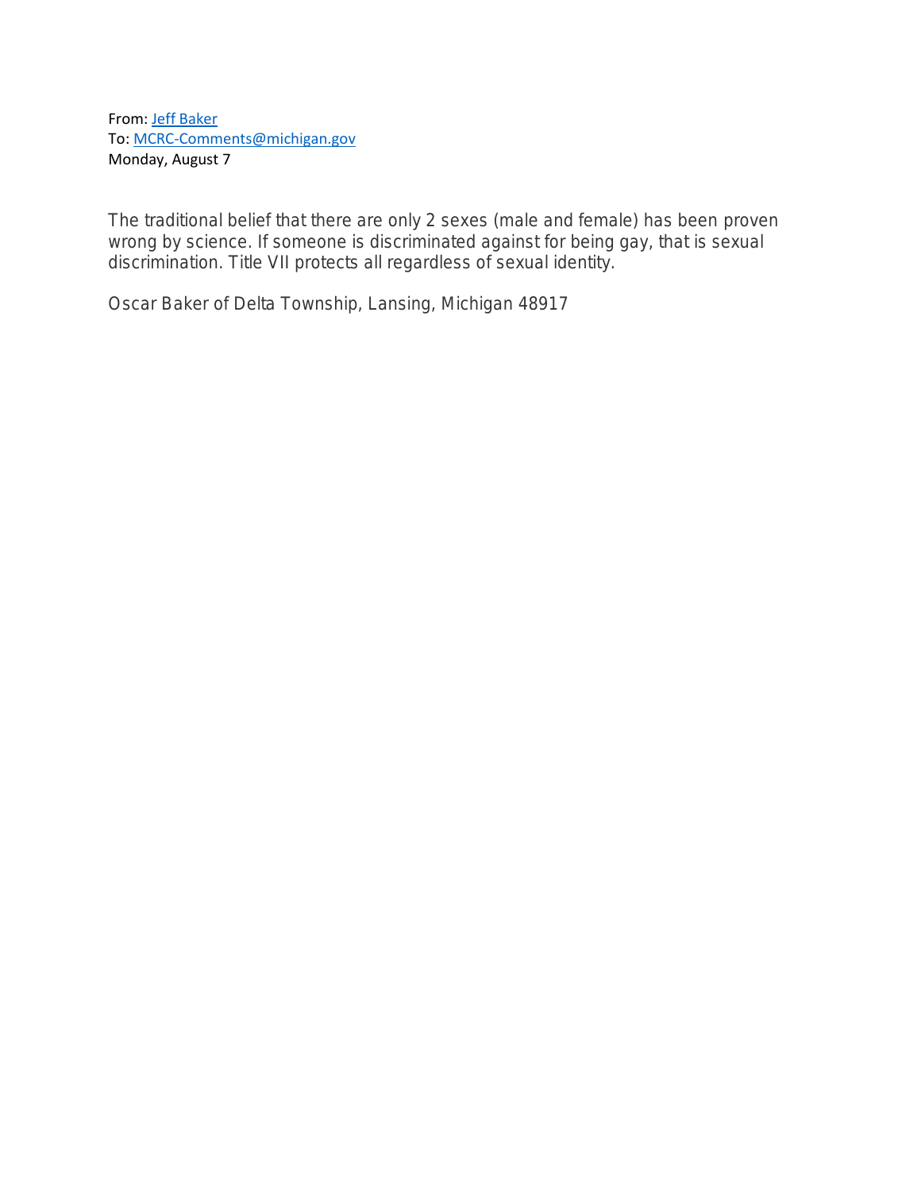From: [Jeff Baker](#)
To: [MCRC-Comments@michigan.gov](mailto:MCRC-Comments@michigan.gov)
Monday, August 7

The traditional belief that there are only 2 sexes (male and female) has been proven wrong by science. If someone is discriminated against for being gay, that is sexual discrimination. Title VII protects all regardless of sexual identity.

Oscar Baker of Delta Township, Lansing, Michigan 48917